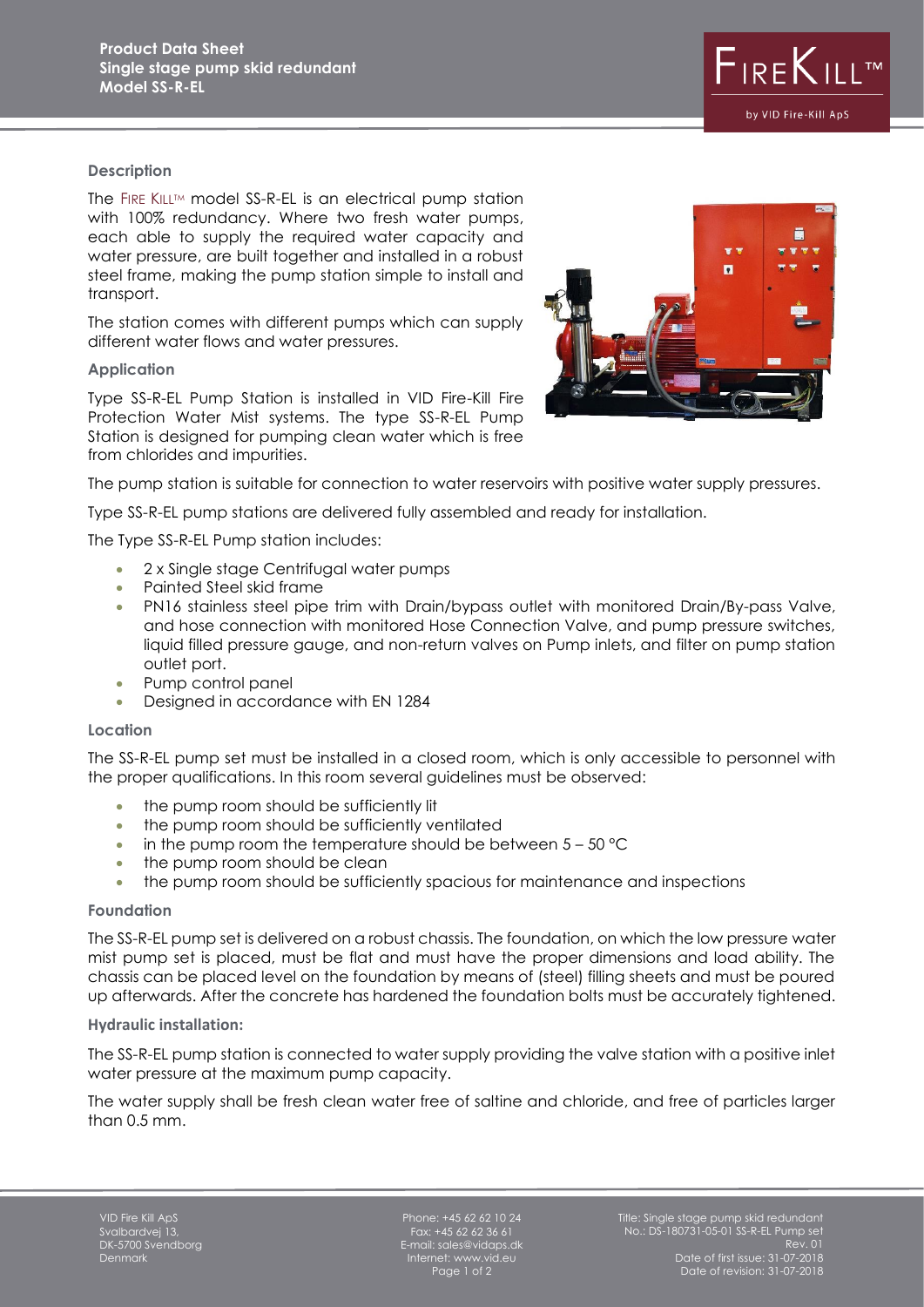# Product Data Sheet
## Single stage pump skid redundant
## Model SS-R-EL

FIRE KILL™ by VID Fire-Kill ApS

### Description

The FIRE KILL™ model SS-R-EL is an electrical pump station with 100% redundancy. Where two fresh water pumps, each able to supply the required water capacity and water pressure, are built together and installed in a robust steel frame, making the pump station simple to install and transport.

The station comes with different pumps which can supply different water flows and water pressures.

### Application

Type SS-R-EL Pump Station is installed in VID Fire-Kill Fire Protection Water Mist systems. The type SS-R-EL Pump Station is designed for pumping clean water which is free from chlorides and impurities.

The pump station is suitable for connection to water reservoirs with positive water supply pressures.

Type SS-R-EL pump stations are delivered fully assembled and ready for installation.

The Type SS-R-EL Pump station includes:

- 2 x Single stage Centrifugal water pumps
- Painted Steel skid frame
- PN16 stainless steel pipe trim with Drain/bypass outlet with monitored Drain/By-pass Valve, and hose connection with monitored Hose Connection Valve, and pump pressure switches, liquid filled pressure gauge, and non-return valves on Pump inlets, and filter on pump station outlet port.
- Pump control panel
- Designed in accordance with EN 1284

### Location

The SS-R-EL pump set must be installed in a closed room, which is only accessible to personnel with the proper qualifications. In this room several guidelines must be observed:

- the pump room should be sufficiently lit
- the pump room should be sufficiently ventilated
- in the pump room the temperature should be between 5 – 50 °C
- the pump room should be clean
- the pump room should be sufficiently spacious for maintenance and inspections

### Foundation

The SS-R-EL pump set is delivered on a robust chassis. The foundation, on which the low pressure water mist pump set is placed, must be flat and must have the proper dimensions and load ability. The chassis can be placed level on the foundation by means of (steel) filling sheets and must be poured up afterwards. After the concrete has hardened the foundation bolts must be accurately tightened.

### Hydraulic installation:

The SS-R-EL pump station is connected to water supply providing the valve station with a positive inlet water pressure at the maximum pump capacity.

The water supply shall be fresh clean water free of saltine and chloride, and free of particles larger than 0.5 mm.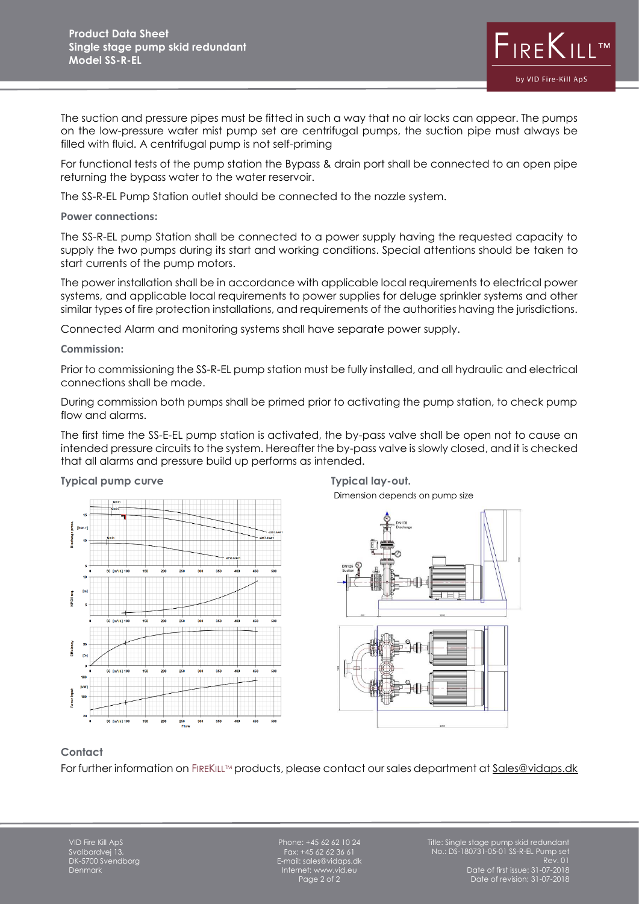The suction and pressure pipes must be fitted in such a way that no air locks can appear. The pumps on the low-pressure water mist pump set are centrifugal pumps, the suction pipe must always be filled with fluid. A centrifugal pump is not self-priming

For functional tests of the pump station the Bypass & drain port shall be connected to an open pipe returning the bypass water to the water reservoir.

The SS-R-EL Pump Station outlet should be connected to the nozzle system.

**Power connections:**

The SS-R-EL pump Station shall be connected to a power supply having the requested capacity to supply the two pumps during its start and working conditions. Special attentions should be taken to start currents of the pump motors.

The power installation shall be in accordance with applicable local requirements to electrical power systems, and applicable local requirements to power supplies for deluge sprinkler systems and other similar types of fire protection installations, and requirements of the authorities having the jurisdictions.

Connected Alarm and monitoring systems shall have separate power supply.

**Commission:**

Prior to commissioning the SS-R-EL pump station must be fully installed, and all hydraulic and electrical connections shall be made.

During commission both pumps shall be primed prior to activating the pump station, to check pump flow and alarms.

The first time the SS-E-EL pump station is activated, the by-pass valve shall be open not to cause an intended pressure circuits to the system. Hereafter the by-pass valve is slowly closed, and it is checked that all alarms and pressure build up performs as intended.

**Typical pump curve**

Discharge press. [bar r]
Qmin
Qmax
15
10
5
ø250.0/A01
ø317.0/A01
ø256.0/A01
NPSH req. [m]
10
5
Efficiency [%]
50
0
Power input [kW]
150
100
20
0 50 [m³/h] 100 150 200 250 300 350 400 450 500
Flow

**Typical lay-out.**

Dimension depends on pump size

DN100 Discharge
DN125 Suction

## Contact

For further information on FIREKILL™ products, please contact our sales department at Sales@vidaps.dk